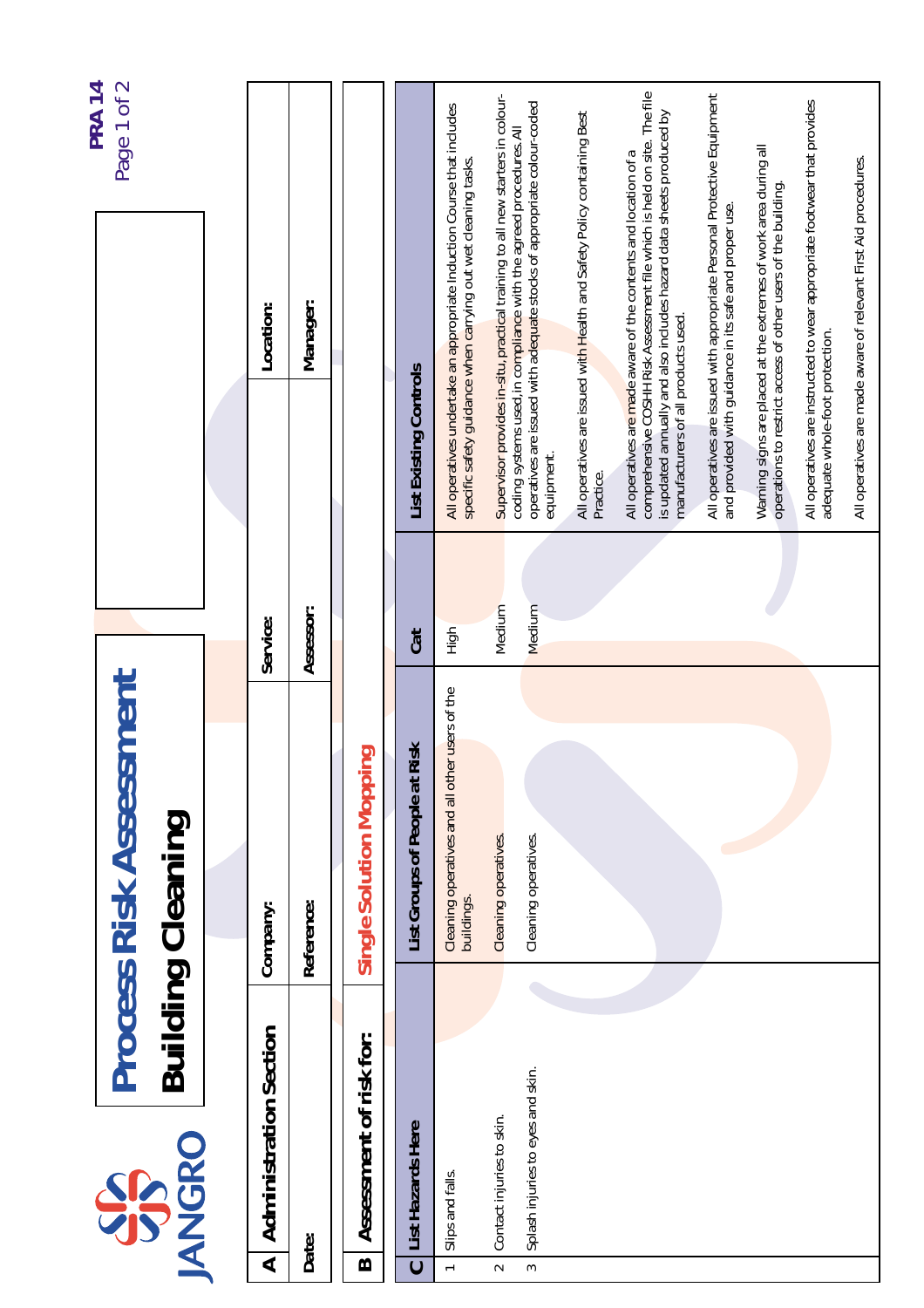JANGRO

# Process Risk Assessment

## Building Cleaning

PRA 14

| A | Administration Section | | | | |
|---|---|---|---|---|---|
| | Date: | Company: | | Service: | Location: |
| | | Reference: | | Assessor: | Manager: |

| B | Assessment of risk for: | Single Solution Mopping |
|---|---|---|

| C | List Hazards Here | List Groups of People at Risk | Cat | List Existing Controls |
|---|---|---|---|---|
| 1 | Slips and falls. | Cleaning operatives and all other users of the buildings. | High | All operatives undertake an appropriate Induction Course that includes specific safety guidance when carrying out wet cleaning tasks. |
| 2 | Contact injuries to skin. | Cleaning operatives. | Medium | Supervisor provides in-situ, practical training to all new starters in colour-coding systems used, in compliance with the agreed procedures. All operatives are issued with adequate stocks of appropriate colour-coded equipment. |
| 3 | Splash injuries to eyes and skin. | Cleaning operatives. | Medium | All operatives are issued with Health and Safety Policy containing Best Practice. |
| | | | | All operatives are made aware of the contents and location of a comprehensive COSHH Risk Assessment file which is held on site. The file is updated annually and also includes hazard data sheets produced by manufacturers of all products used. |
| | | | | All operatives are issued with appropriate Personal Protective Equipment and provided with guidance in its safe and proper use. |
| | | | | Warning signs are placed at the extremes of work area during all operations to restrict access of other users of the building. |
| | | | | All operatives are instructed to wear appropriate footwear that provides adequate whole-foot protection. |
| | | | | All operatives are made aware of relevant First Aid procedures. |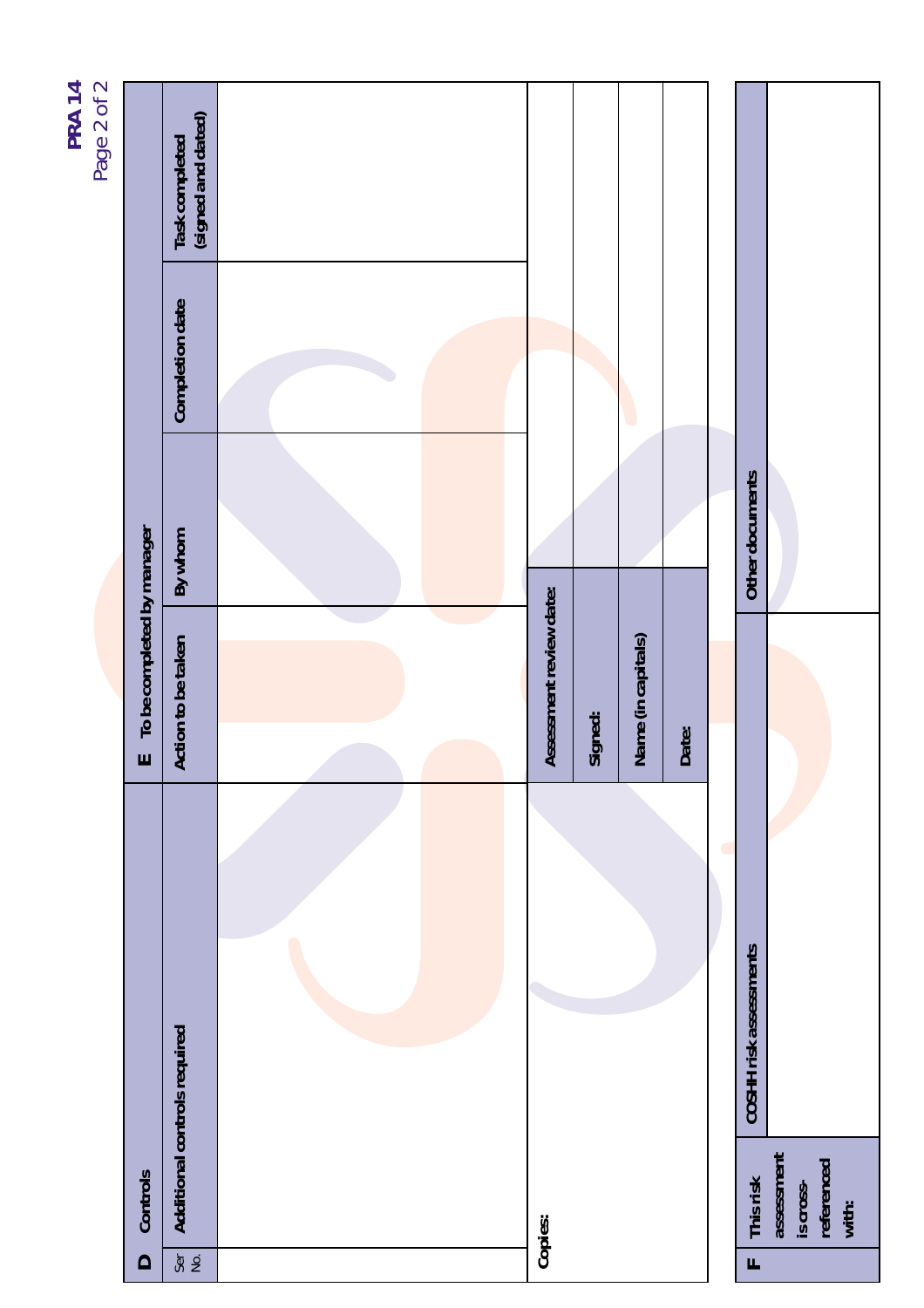## D Controls

## E To be completed by manager

| Ser No. | Additional controls required | Action to be taken | By whom | Completion date | Task completed (signed and dated) |
|---|---|---|---|---|---|
| | | | | | |

| | | |
|---|---|---|
| Copies: | Assessment review date: | |
| | Signed: | |
| | Name (in capitals) | |
| | Date: | |

## F

| This risk assessment is cross-referenced with: | COSHH risk assessments | Other documents |
|---|---|---|
| | | |